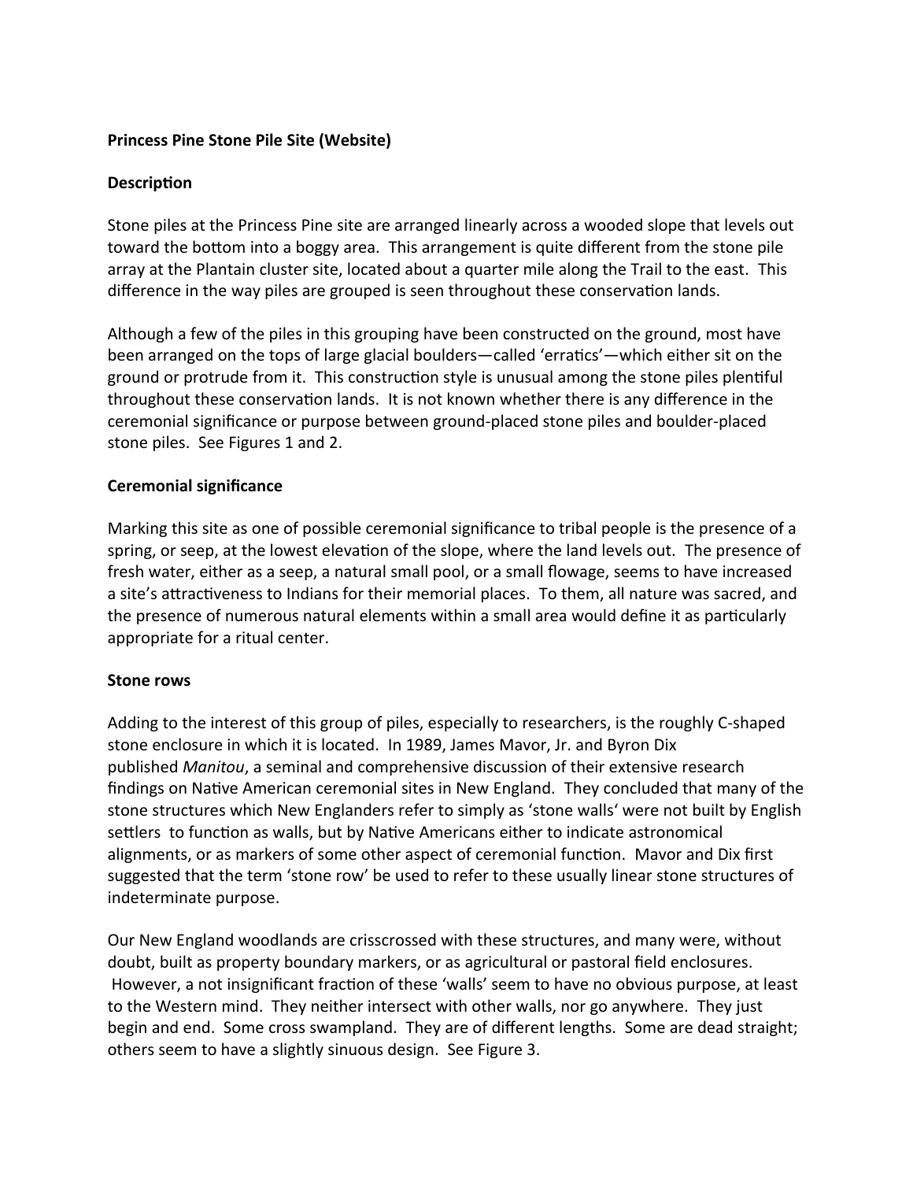**Princess Pine Stone Pile Site (Website)**

**Description**

Stone piles at the Princess Pine site are arranged linearly across a wooded slope that levels out toward the bottom into a boggy area. This arrangement is quite different from the stone pile array at the Plantain cluster site, located about a quarter mile along the Trail to the east. This difference in the way piles are grouped is seen throughout these conservation lands.

Although a few of the piles in this grouping have been constructed on the ground, most have been arranged on the tops of large glacial boulders—called 'erratics'—which either sit on the ground or protrude from it. This construction style is unusual among the stone piles plentiful throughout these conservation lands. It is not known whether there is any difference in the ceremonial significance or purpose between ground-placed stone piles and boulder-placed stone piles. See Figures 1 and 2.

**Ceremonial significance**

Marking this site as one of possible ceremonial significance to tribal people is the presence of a spring, or seep, at the lowest elevation of the slope, where the land levels out. The presence of fresh water, either as a seep, a natural small pool, or a small flowage, seems to have increased a site's attractiveness to Indians for their memorial places. To them, all nature was sacred, and the presence of numerous natural elements within a small area would define it as particularly appropriate for a ritual center.

**Stone rows**

Adding to the interest of this group of piles, especially to researchers, is the roughly C-shaped stone enclosure in which it is located. In 1989, James Mavor, Jr. and Byron Dix published *Manitou*, a seminal and comprehensive discussion of their extensive research findings on Native American ceremonial sites in New England. They concluded that many of the stone structures which New Englanders refer to simply as 'stone walls' were not built by English settlers to function as walls, but by Native Americans either to indicate astronomical alignments, or as markers of some other aspect of ceremonial function. Mavor and Dix first suggested that the term 'stone row' be used to refer to these usually linear stone structures of indeterminate purpose.

Our New England woodlands are crisscrossed with these structures, and many were, without doubt, built as property boundary markers, or as agricultural or pastoral field enclosures. However, a not insignificant fraction of these 'walls' seem to have no obvious purpose, at least to the Western mind. They neither intersect with other walls, nor go anywhere. They just begin and end. Some cross swampland. They are of different lengths. Some are dead straight; others seem to have a slightly sinuous design. See Figure 3.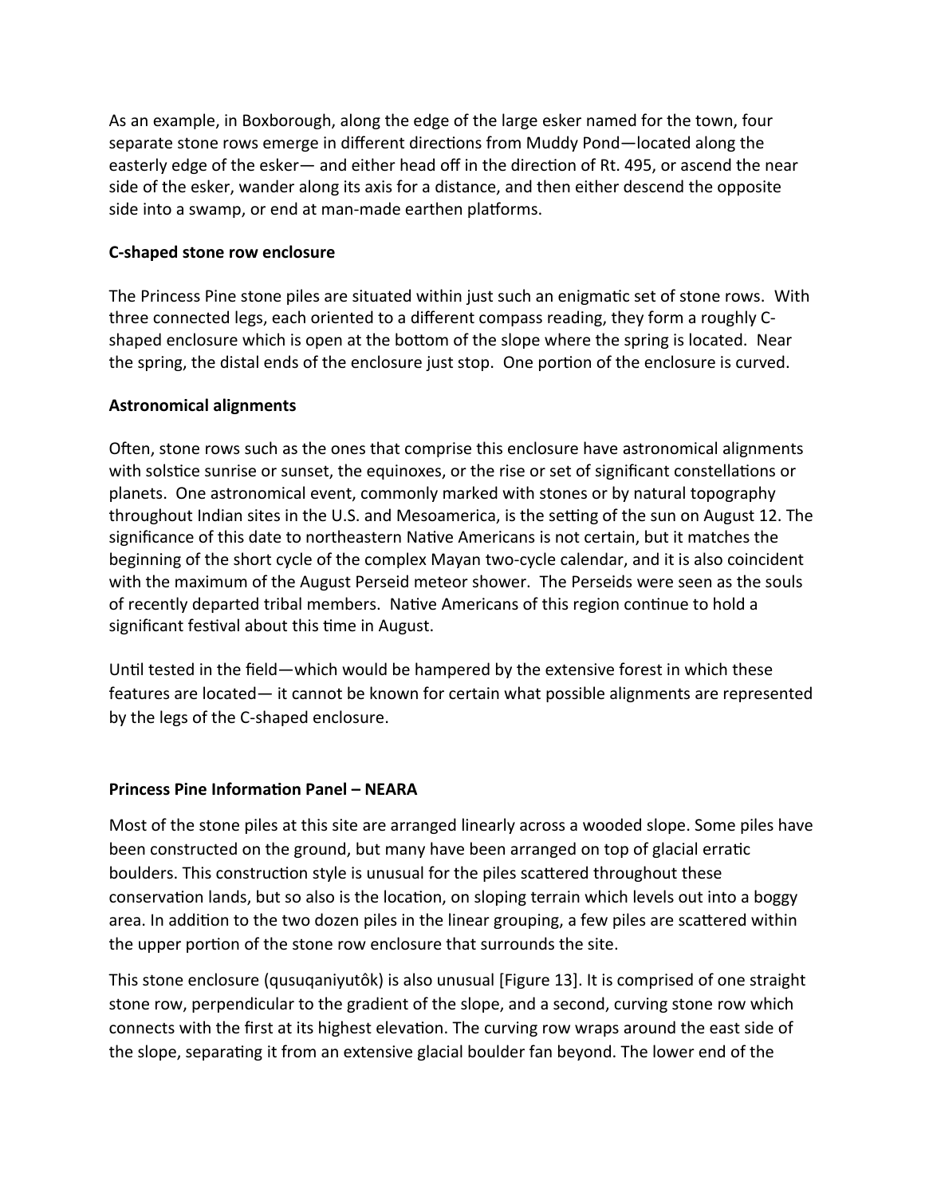As an example, in Boxborough, along the edge of the large esker named for the town, four separate stone rows emerge in different directions from Muddy Pond—located along the easterly edge of the esker— and either head off in the direction of Rt. 495, or ascend the near side of the esker, wander along its axis for a distance, and then either descend the opposite side into a swamp, or end at man-made earthen platforms.

**C-shaped stone row enclosure**

The Princess Pine stone piles are situated within just such an enigmatic set of stone rows. With three connected legs, each oriented to a different compass reading, they form a roughly C-shaped enclosure which is open at the bottom of the slope where the spring is located. Near the spring, the distal ends of the enclosure just stop. One portion of the enclosure is curved.

**Astronomical alignments**

Often, stone rows such as the ones that comprise this enclosure have astronomical alignments with solstice sunrise or sunset, the equinoxes, or the rise or set of significant constellations or planets. One astronomical event, commonly marked with stones or by natural topography throughout Indian sites in the U.S. and Mesoamerica, is the setting of the sun on August 12. The significance of this date to northeastern Native Americans is not certain, but it matches the beginning of the short cycle of the complex Mayan two-cycle calendar, and it is also coincident with the maximum of the August Perseid meteor shower. The Perseids were seen as the souls of recently departed tribal members. Native Americans of this region continue to hold a significant festival about this time in August.

Until tested in the field—which would be hampered by the extensive forest in which these features are located— it cannot be known for certain what possible alignments are represented by the legs of the C-shaped enclosure.

**Princess Pine Information Panel – NEARA**

Most of the stone piles at this site are arranged linearly across a wooded slope. Some piles have been constructed on the ground, but many have been arranged on top of glacial erratic boulders. This construction style is unusual for the piles scattered throughout these conservation lands, but so also is the location, on sloping terrain which levels out into a boggy area. In addition to the two dozen piles in the linear grouping, a few piles are scattered within the upper portion of the stone row enclosure that surrounds the site.

This stone enclosure (qusuqaniyutôk) is also unusual [Figure 13]. It is comprised of one straight stone row, perpendicular to the gradient of the slope, and a second, curving stone row which connects with the first at its highest elevation. The curving row wraps around the east side of the slope, separating it from an extensive glacial boulder fan beyond. The lower end of the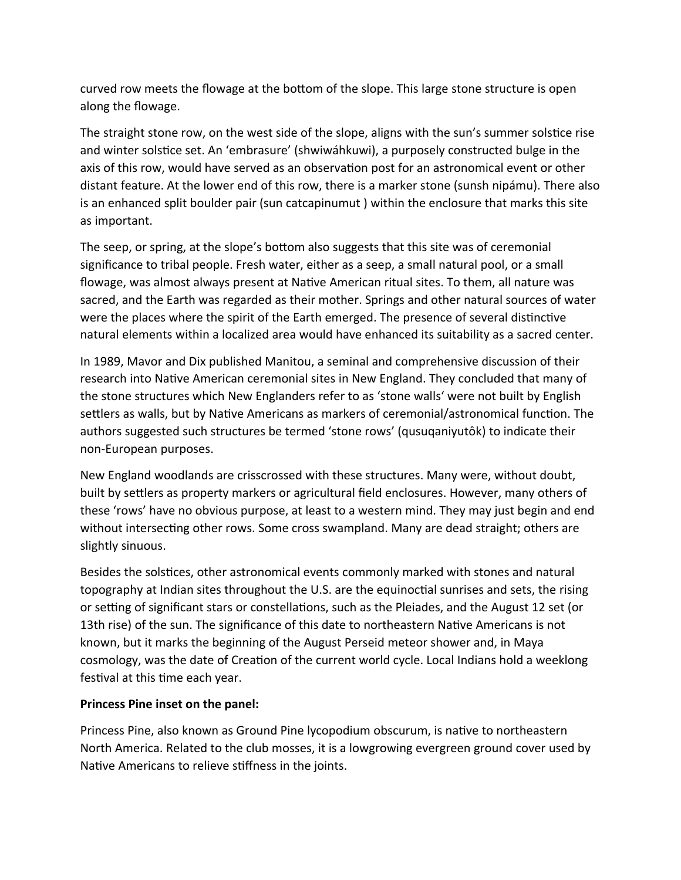curved row meets the flowage at the bottom of the slope. This large stone structure is open along the flowage.

The straight stone row, on the west side of the slope, aligns with the sun's summer solstice rise and winter solstice set. An 'embrasure' (shwiwáhkuwi), a purposely constructed bulge in the axis of this row, would have served as an observation post for an astronomical event or other distant feature. At the lower end of this row, there is a marker stone (sunsh nipámu). There also is an enhanced split boulder pair (sun catcapinumut ) within the enclosure that marks this site as important.

The seep, or spring, at the slope's bottom also suggests that this site was of ceremonial significance to tribal people. Fresh water, either as a seep, a small natural pool, or a small flowage, was almost always present at Native American ritual sites. To them, all nature was sacred, and the Earth was regarded as their mother. Springs and other natural sources of water were the places where the spirit of the Earth emerged. The presence of several distinctive natural elements within a localized area would have enhanced its suitability as a sacred center.

In 1989, Mavor and Dix published Manitou, a seminal and comprehensive discussion of their research into Native American ceremonial sites in New England. They concluded that many of the stone structures which New Englanders refer to as 'stone walls' were not built by English settlers as walls, but by Native Americans as markers of ceremonial/astronomical function. The authors suggested such structures be termed 'stone rows' (qusuqaniyutôk) to indicate their non-European purposes.

New England woodlands are crisscrossed with these structures. Many were, without doubt, built by settlers as property markers or agricultural field enclosures. However, many others of these 'rows' have no obvious purpose, at least to a western mind. They may just begin and end without intersecting other rows. Some cross swampland. Many are dead straight; others are slightly sinuous.

Besides the solstices, other astronomical events commonly marked with stones and natural topography at Indian sites throughout the U.S. are the equinoctial sunrises and sets, the rising or setting of significant stars or constellations, such as the Pleiades, and the August 12 set (or 13th rise) of the sun. The significance of this date to northeastern Native Americans is not known, but it marks the beginning of the August Perseid meteor shower and, in Maya cosmology, was the date of Creation of the current world cycle. Local Indians hold a weeklong festival at this time each year.

**Princess Pine inset on the panel:**

Princess Pine, also known as Ground Pine lycopodium obscurum, is native to northeastern North America. Related to the club mosses, it is a lowgrowing evergreen ground cover used by Native Americans to relieve stiffness in the joints.